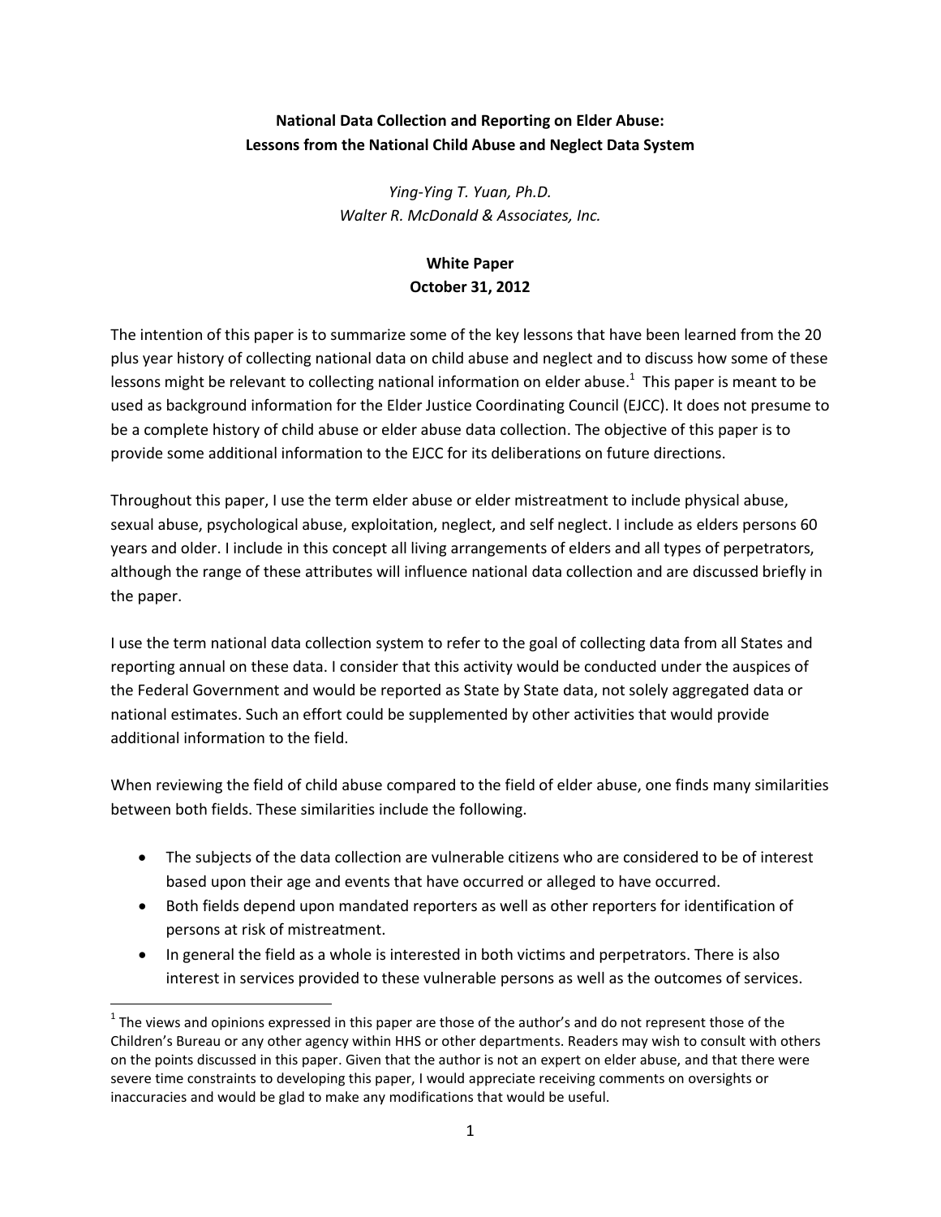# National Data Collection and Reporting on Elder Abuse: Lessons from the National Child Abuse and Neglect Data System

*Ying-Ying T. Yuan, Ph.D.*
*Walter R. McDonald & Associates, Inc.*

**White Paper**
**October 31, 2012**

The intention of this paper is to summarize some of the key lessons that have been learned from the 20 plus year history of collecting national data on child abuse and neglect and to discuss how some of these lessons might be relevant to collecting national information on elder abuse.[1] This paper is meant to be used as background information for the Elder Justice Coordinating Council (EJCC). It does not presume to be a complete history of child abuse or elder abuse data collection. The objective of this paper is to provide some additional information to the EJCC for its deliberations on future directions.

Throughout this paper, I use the term elder abuse or elder mistreatment to include physical abuse, sexual abuse, psychological abuse, exploitation, neglect, and self neglect. I include as elders persons 60 years and older. I include in this concept all living arrangements of elders and all types of perpetrators, although the range of these attributes will influence national data collection and are discussed briefly in the paper.

I use the term national data collection system to refer to the goal of collecting data from all States and reporting annual on these data. I consider that this activity would be conducted under the auspices of the Federal Government and would be reported as State by State data, not solely aggregated data or national estimates. Such an effort could be supplemented by other activities that would provide additional information to the field.

When reviewing the field of child abuse compared to the field of elder abuse, one finds many similarities between both fields. These similarities include the following.

- The subjects of the data collection are vulnerable citizens who are considered to be of interest based upon their age and events that have occurred or alleged to have occurred.
- Both fields depend upon mandated reporters as well as other reporters for identification of persons at risk of mistreatment.
- In general the field as a whole is interested in both victims and perpetrators. There is also interest in services provided to these vulnerable persons as well as the outcomes of services.

[1] The views and opinions expressed in this paper are those of the author's and do not represent those of the Children's Bureau or any other agency within HHS or other departments. Readers may wish to consult with others on the points discussed in this paper. Given that the author is not an expert on elder abuse, and that there were severe time constraints to developing this paper, I would appreciate receiving comments on oversights or inaccuracies and would be glad to make any modifications that would be useful.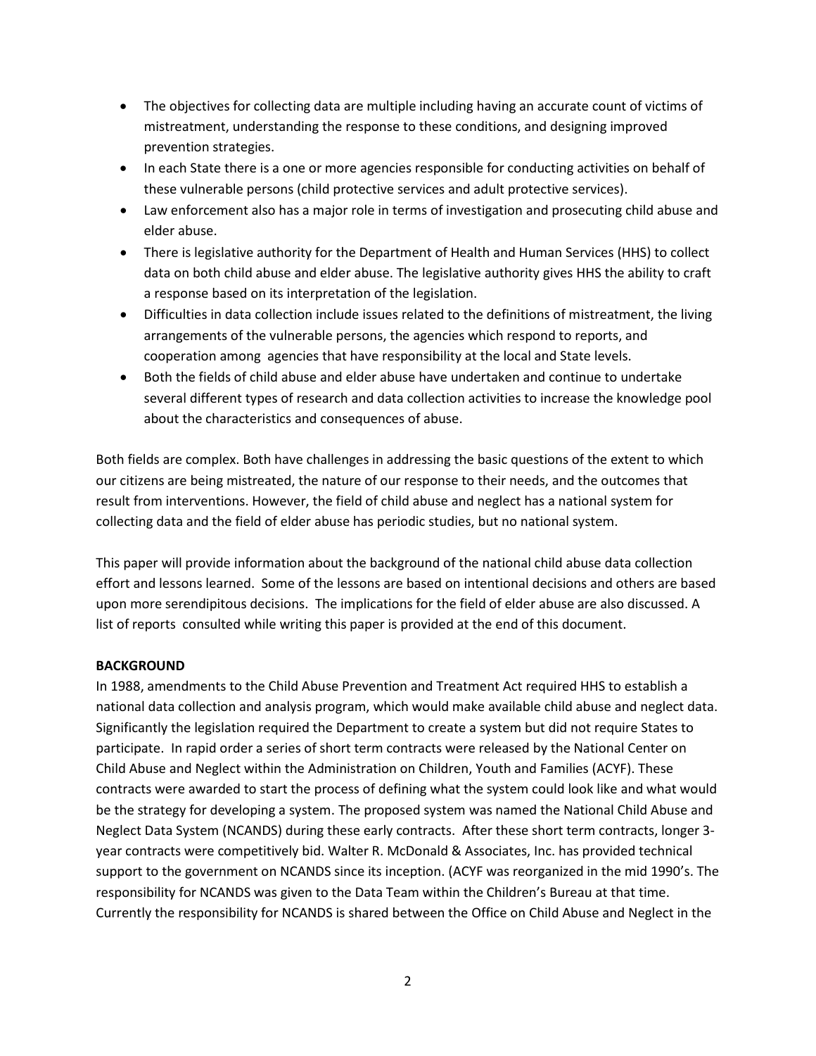- The objectives for collecting data are multiple including having an accurate count of victims of mistreatment, understanding the response to these conditions, and designing improved prevention strategies.
- In each State there is a one or more agencies responsible for conducting activities on behalf of these vulnerable persons (child protective services and adult protective services).
- Law enforcement also has a major role in terms of investigation and prosecuting child abuse and elder abuse.
- There is legislative authority for the Department of Health and Human Services (HHS) to collect data on both child abuse and elder abuse. The legislative authority gives HHS the ability to craft a response based on its interpretation of the legislation.
- Difficulties in data collection include issues related to the definitions of mistreatment, the living arrangements of the vulnerable persons, the agencies which respond to reports, and cooperation among agencies that have responsibility at the local and State levels.
- Both the fields of child abuse and elder abuse have undertaken and continue to undertake several different types of research and data collection activities to increase the knowledge pool about the characteristics and consequences of abuse.

Both fields are complex. Both have challenges in addressing the basic questions of the extent to which our citizens are being mistreated, the nature of our response to their needs, and the outcomes that result from interventions. However, the field of child abuse and neglect has a national system for collecting data and the field of elder abuse has periodic studies, but no national system.

This paper will provide information about the background of the national child abuse data collection effort and lessons learned. Some of the lessons are based on intentional decisions and others are based upon more serendipitous decisions. The implications for the field of elder abuse are also discussed. A list of reports consulted while writing this paper is provided at the end of this document.

**BACKGROUND**

In 1988, amendments to the Child Abuse Prevention and Treatment Act required HHS to establish a national data collection and analysis program, which would make available child abuse and neglect data. Significantly the legislation required the Department to create a system but did not require States to participate. In rapid order a series of short term contracts were released by the National Center on Child Abuse and Neglect within the Administration on Children, Youth and Families (ACYF). These contracts were awarded to start the process of defining what the system could look like and what would be the strategy for developing a system. The proposed system was named the National Child Abuse and Neglect Data System (NCANDS) during these early contracts. After these short term contracts, longer 3-year contracts were competitively bid. Walter R. McDonald & Associates, Inc. has provided technical support to the government on NCANDS since its inception. (ACYF was reorganized in the mid 1990's. The responsibility for NCANDS was given to the Data Team within the Children's Bureau at that time. Currently the responsibility for NCANDS is shared between the Office on Child Abuse and Neglect in the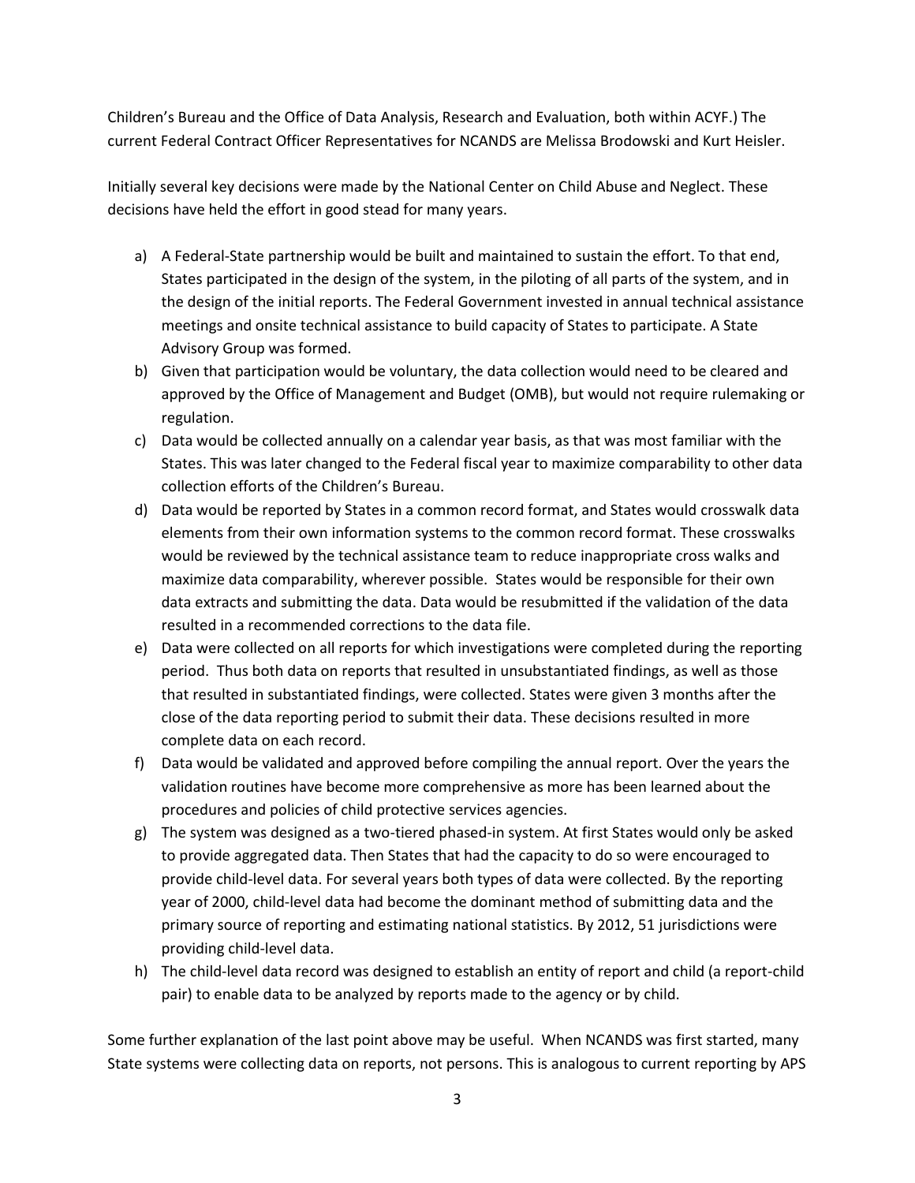Children's Bureau and the Office of Data Analysis, Research and Evaluation, both within ACYF.) The current Federal Contract Officer Representatives for NCANDS are Melissa Brodowski and Kurt Heisler.

Initially several key decisions were made by the National Center on Child Abuse and Neglect. These decisions have held the effort in good stead for many years.

a) A Federal-State partnership would be built and maintained to sustain the effort. To that end, States participated in the design of the system, in the piloting of all parts of the system, and in the design of the initial reports. The Federal Government invested in annual technical assistance meetings and onsite technical assistance to build capacity of States to participate. A State Advisory Group was formed.
b) Given that participation would be voluntary, the data collection would need to be cleared and approved by the Office of Management and Budget (OMB), but would not require rulemaking or regulation.
c) Data would be collected annually on a calendar year basis, as that was most familiar with the States. This was later changed to the Federal fiscal year to maximize comparability to other data collection efforts of the Children's Bureau.
d) Data would be reported by States in a common record format, and States would crosswalk data elements from their own information systems to the common record format. These crosswalks would be reviewed by the technical assistance team to reduce inappropriate cross walks and maximize data comparability, wherever possible. States would be responsible for their own data extracts and submitting the data. Data would be resubmitted if the validation of the data resulted in a recommended corrections to the data file.
e) Data were collected on all reports for which investigations were completed during the reporting period. Thus both data on reports that resulted in unsubstantiated findings, as well as those that resulted in substantiated findings, were collected. States were given 3 months after the close of the data reporting period to submit their data. These decisions resulted in more complete data on each record.
f) Data would be validated and approved before compiling the annual report. Over the years the validation routines have become more comprehensive as more has been learned about the procedures and policies of child protective services agencies.
g) The system was designed as a two-tiered phased-in system. At first States would only be asked to provide aggregated data. Then States that had the capacity to do so were encouraged to provide child-level data. For several years both types of data were collected. By the reporting year of 2000, child-level data had become the dominant method of submitting data and the primary source of reporting and estimating national statistics. By 2012, 51 jurisdictions were providing child-level data.
h) The child-level data record was designed to establish an entity of report and child (a report-child pair) to enable data to be analyzed by reports made to the agency or by child.

Some further explanation of the last point above may be useful. When NCANDS was first started, many State systems were collecting data on reports, not persons. This is analogous to current reporting by APS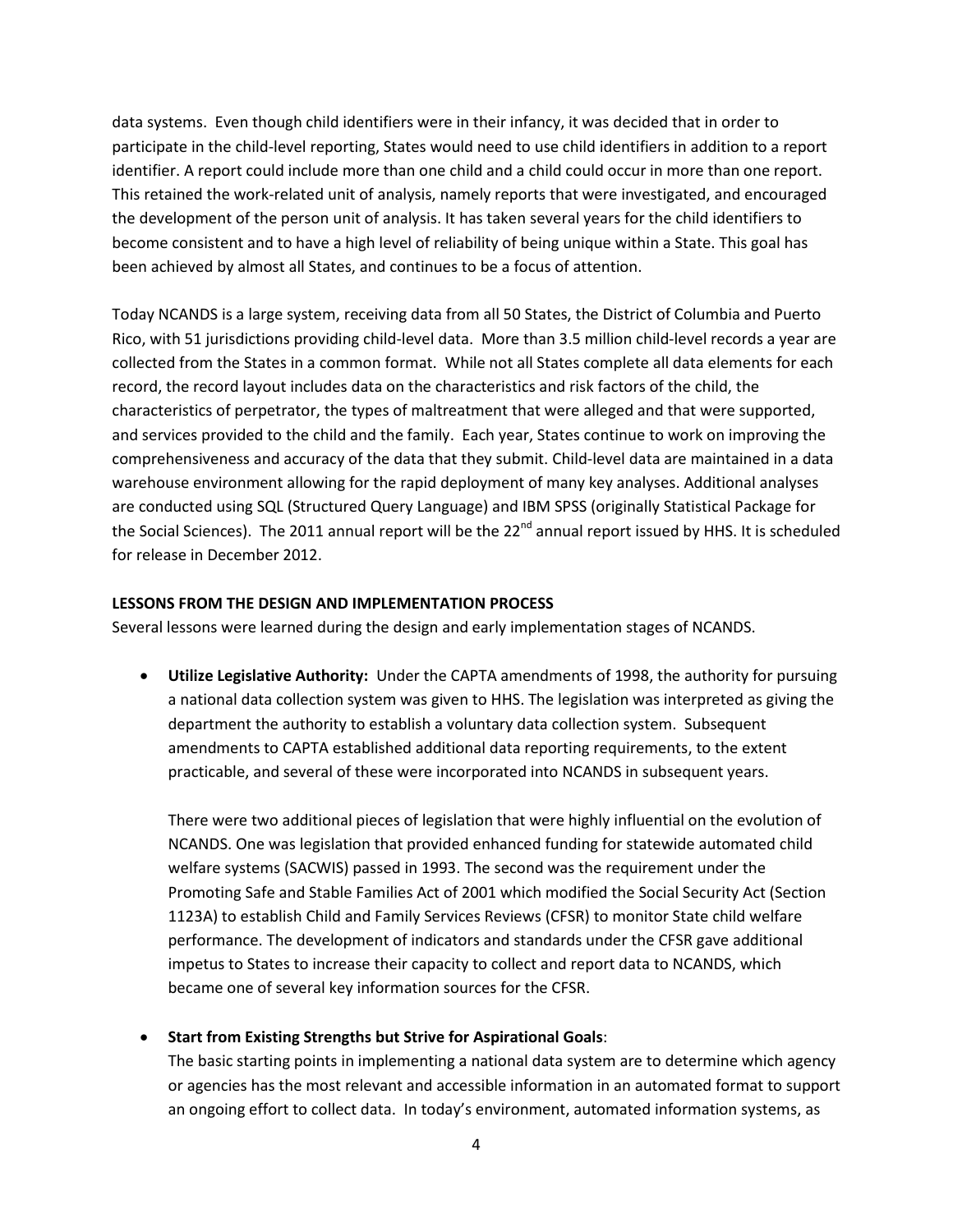data systems. Even though child identifiers were in their infancy, it was decided that in order to participate in the child-level reporting, States would need to use child identifiers in addition to a report identifier. A report could include more than one child and a child could occur in more than one report. This retained the work-related unit of analysis, namely reports that were investigated, and encouraged the development of the person unit of analysis. It has taken several years for the child identifiers to become consistent and to have a high level of reliability of being unique within a State. This goal has been achieved by almost all States, and continues to be a focus of attention.

Today NCANDS is a large system, receiving data from all 50 States, the District of Columbia and Puerto Rico, with 51 jurisdictions providing child-level data. More than 3.5 million child-level records a year are collected from the States in a common format. While not all States complete all data elements for each record, the record layout includes data on the characteristics and risk factors of the child, the characteristics of perpetrator, the types of maltreatment that were alleged and that were supported, and services provided to the child and the family. Each year, States continue to work on improving the comprehensiveness and accuracy of the data that they submit. Child-level data are maintained in a data warehouse environment allowing for the rapid deployment of many key analyses. Additional analyses are conducted using SQL (Structured Query Language) and IBM SPSS (originally Statistical Package for the Social Sciences). The 2011 annual report will be the 22nd annual report issued by HHS. It is scheduled for release in December 2012.

**LESSONS FROM THE DESIGN AND IMPLEMENTATION PROCESS**

Several lessons were learned during the design and early implementation stages of NCANDS.

- **Utilize Legislative Authority:** Under the CAPTA amendments of 1998, the authority for pursuing a national data collection system was given to HHS. The legislation was interpreted as giving the department the authority to establish a voluntary data collection system. Subsequent amendments to CAPTA established additional data reporting requirements, to the extent practicable, and several of these were incorporated into NCANDS in subsequent years.

  There were two additional pieces of legislation that were highly influential on the evolution of NCANDS. One was legislation that provided enhanced funding for statewide automated child welfare systems (SACWIS) passed in 1993. The second was the requirement under the Promoting Safe and Stable Families Act of 2001 which modified the Social Security Act (Section 1123A) to establish Child and Family Services Reviews (CFSR) to monitor State child welfare performance. The development of indicators and standards under the CFSR gave additional impetus to States to increase their capacity to collect and report data to NCANDS, which became one of several key information sources for the CFSR.

- **Start from Existing Strengths but Strive for Aspirational Goals**:
  The basic starting points in implementing a national data system are to determine which agency or agencies has the most relevant and accessible information in an automated format to support an ongoing effort to collect data. In today's environment, automated information systems, as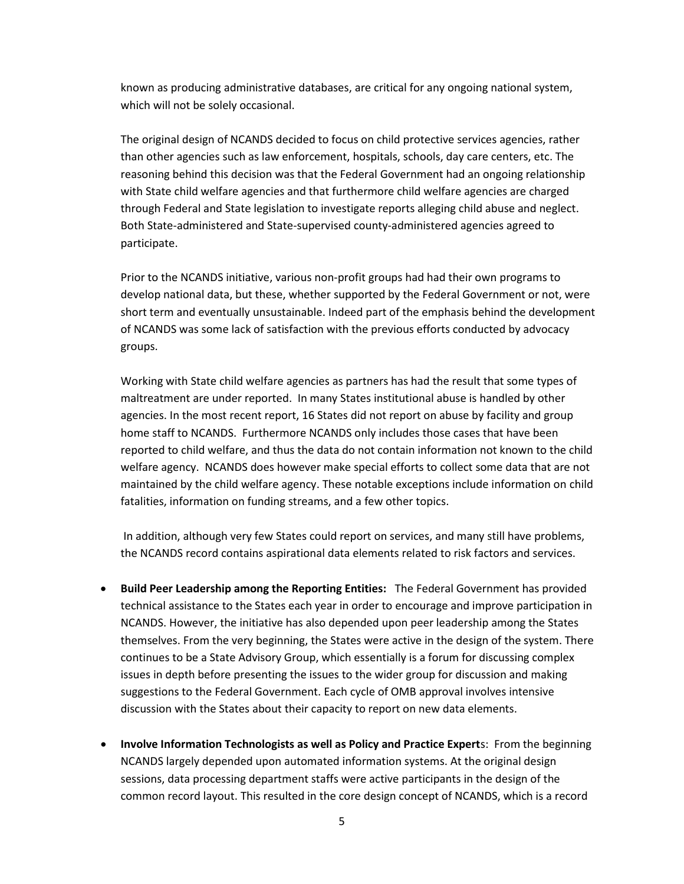known as producing administrative databases, are critical for any ongoing national system, which will not be solely occasional.

The original design of NCANDS decided to focus on child protective services agencies, rather than other agencies such as law enforcement, hospitals, schools, day care centers, etc. The reasoning behind this decision was that the Federal Government had an ongoing relationship with State child welfare agencies and that furthermore child welfare agencies are charged through Federal and State legislation to investigate reports alleging child abuse and neglect. Both State-administered and State-supervised county-administered agencies agreed to participate.

Prior to the NCANDS initiative, various non-profit groups had had their own programs to develop national data, but these, whether supported by the Federal Government or not, were short term and eventually unsustainable. Indeed part of the emphasis behind the development of NCANDS was some lack of satisfaction with the previous efforts conducted by advocacy groups.

Working with State child welfare agencies as partners has had the result that some types of maltreatment are under reported. In many States institutional abuse is handled by other agencies. In the most recent report, 16 States did not report on abuse by facility and group home staff to NCANDS. Furthermore NCANDS only includes those cases that have been reported to child welfare, and thus the data do not contain information not known to the child welfare agency. NCANDS does however make special efforts to collect some data that are not maintained by the child welfare agency. These notable exceptions include information on child fatalities, information on funding streams, and a few other topics.

In addition, although very few States could report on services, and many still have problems, the NCANDS record contains aspirational data elements related to risk factors and services.

- **Build Peer Leadership among the Reporting Entities:** The Federal Government has provided technical assistance to the States each year in order to encourage and improve participation in NCANDS. However, the initiative has also depended upon peer leadership among the States themselves. From the very beginning, the States were active in the design of the system. There continues to be a State Advisory Group, which essentially is a forum for discussing complex issues in depth before presenting the issues to the wider group for discussion and making suggestions to the Federal Government. Each cycle of OMB approval involves intensive discussion with the States about their capacity to report on new data elements.

- **Involve Information Technologists as well as Policy and Practice Experts:** From the beginning NCANDS largely depended upon automated information systems. At the original design sessions, data processing department staffs were active participants in the design of the common record layout. This resulted in the core design concept of NCANDS, which is a record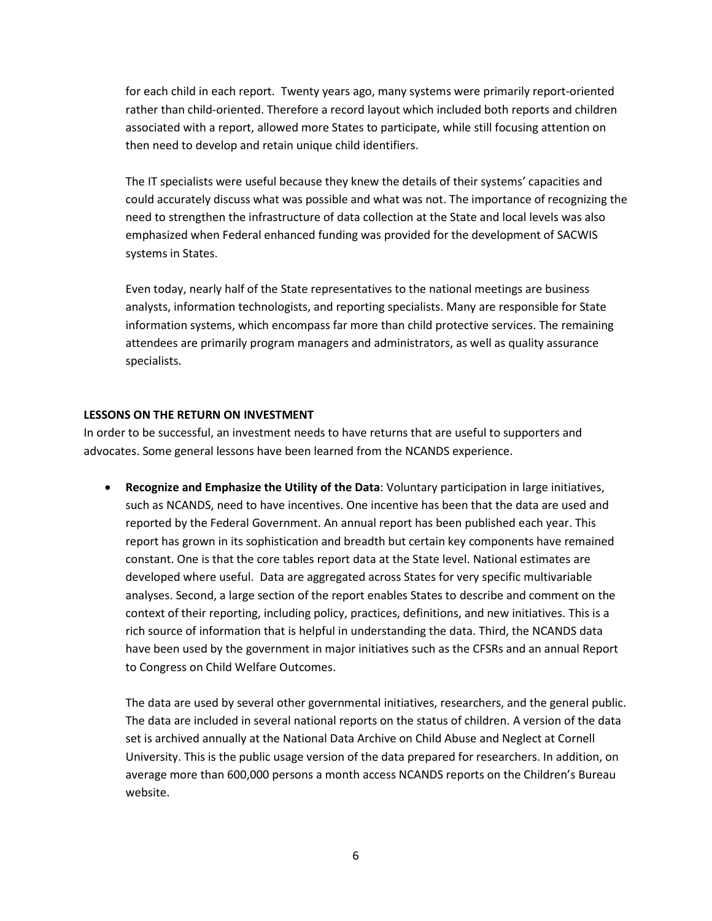for each child in each report. Twenty years ago, many systems were primarily report-oriented rather than child-oriented. Therefore a record layout which included both reports and children associated with a report, allowed more States to participate, while still focusing attention on then need to develop and retain unique child identifiers.

The IT specialists were useful because they knew the details of their systems' capacities and could accurately discuss what was possible and what was not. The importance of recognizing the need to strengthen the infrastructure of data collection at the State and local levels was also emphasized when Federal enhanced funding was provided for the development of SACWIS systems in States.

Even today, nearly half of the State representatives to the national meetings are business analysts, information technologists, and reporting specialists. Many are responsible for State information systems, which encompass far more than child protective services. The remaining attendees are primarily program managers and administrators, as well as quality assurance specialists.

**LESSONS ON THE RETURN ON INVESTMENT**

In order to be successful, an investment needs to have returns that are useful to supporters and advocates. Some general lessons have been learned from the NCANDS experience.

- **Recognize and Emphasize the Utility of the Data**: Voluntary participation in large initiatives, such as NCANDS, need to have incentives. One incentive has been that the data are used and reported by the Federal Government. An annual report has been published each year. This report has grown in its sophistication and breadth but certain key components have remained constant. One is that the core tables report data at the State level. National estimates are developed where useful. Data are aggregated across States for very specific multivariable analyses. Second, a large section of the report enables States to describe and comment on the context of their reporting, including policy, practices, definitions, and new initiatives. This is a rich source of information that is helpful in understanding the data. Third, the NCANDS data have been used by the government in major initiatives such as the CFSRs and an annual Report to Congress on Child Welfare Outcomes.

  The data are used by several other governmental initiatives, researchers, and the general public. The data are included in several national reports on the status of children. A version of the data set is archived annually at the National Data Archive on Child Abuse and Neglect at Cornell University. This is the public usage version of the data prepared for researchers. In addition, on average more than 600,000 persons a month access NCANDS reports on the Children's Bureau website.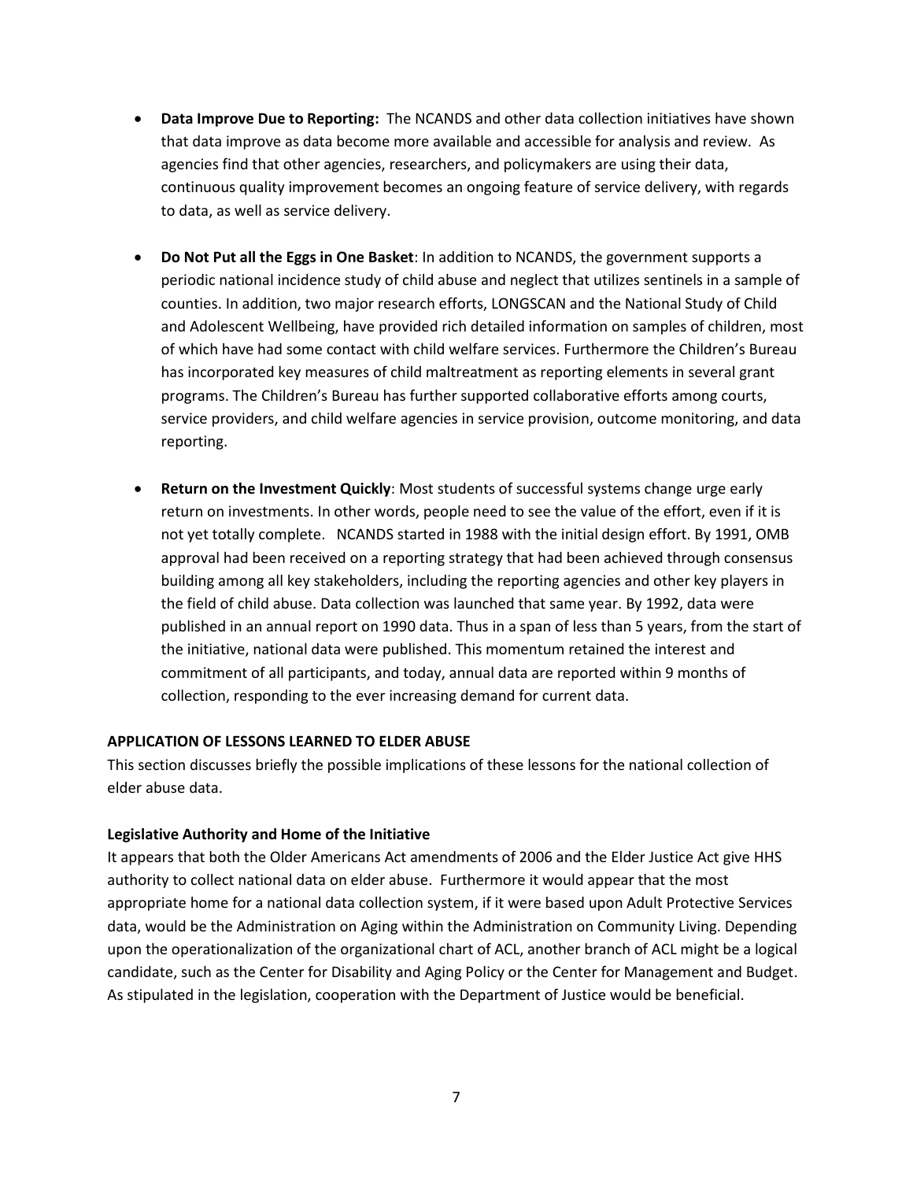- **Data Improve Due to Reporting:** The NCANDS and other data collection initiatives have shown that data improve as data become more available and accessible for analysis and review. As agencies find that other agencies, researchers, and policymakers are using their data, continuous quality improvement becomes an ongoing feature of service delivery, with regards to data, as well as service delivery.

- **Do Not Put all the Eggs in One Basket**: In addition to NCANDS, the government supports a periodic national incidence study of child abuse and neglect that utilizes sentinels in a sample of counties. In addition, two major research efforts, LONGSCAN and the National Study of Child and Adolescent Wellbeing, have provided rich detailed information on samples of children, most of which have had some contact with child welfare services. Furthermore the Children's Bureau has incorporated key measures of child maltreatment as reporting elements in several grant programs. The Children's Bureau has further supported collaborative efforts among courts, service providers, and child welfare agencies in service provision, outcome monitoring, and data reporting.

- **Return on the Investment Quickly**: Most students of successful systems change urge early return on investments. In other words, people need to see the value of the effort, even if it is not yet totally complete. NCANDS started in 1988 with the initial design effort. By 1991, OMB approval had been received on a reporting strategy that had been achieved through consensus building among all key stakeholders, including the reporting agencies and other key players in the field of child abuse. Data collection was launched that same year. By 1992, data were published in an annual report on 1990 data. Thus in a span of less than 5 years, from the start of the initiative, national data were published. This momentum retained the interest and commitment of all participants, and today, annual data are reported within 9 months of collection, responding to the ever increasing demand for current data.

## APPLICATION OF LESSONS LEARNED TO ELDER ABUSE

This section discusses briefly the possible implications of these lessons for the national collection of elder abuse data.

### Legislative Authority and Home of the Initiative

It appears that both the Older Americans Act amendments of 2006 and the Elder Justice Act give HHS authority to collect national data on elder abuse. Furthermore it would appear that the most appropriate home for a national data collection system, if it were based upon Adult Protective Services data, would be the Administration on Aging within the Administration on Community Living. Depending upon the operationalization of the organizational chart of ACL, another branch of ACL might be a logical candidate, such as the Center for Disability and Aging Policy or the Center for Management and Budget. As stipulated in the legislation, cooperation with the Department of Justice would be beneficial.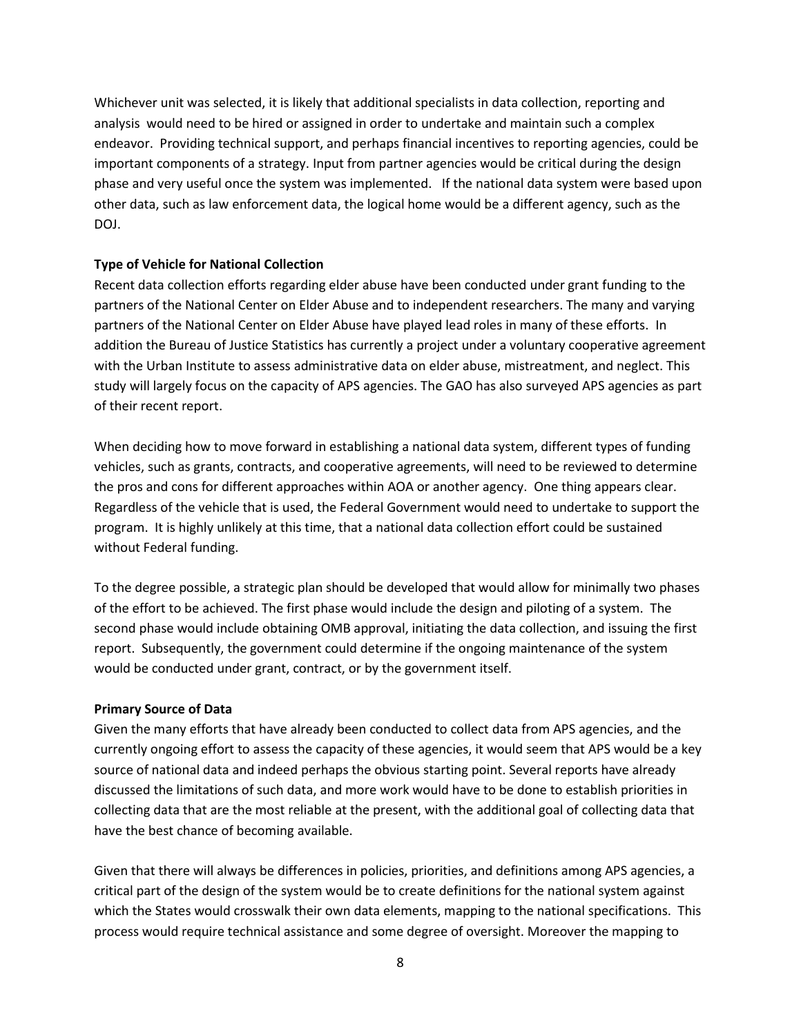Whichever unit was selected, it is likely that additional specialists in data collection, reporting and analysis would need to be hired or assigned in order to undertake and maintain such a complex endeavor. Providing technical support, and perhaps financial incentives to reporting agencies, could be important components of a strategy. Input from partner agencies would be critical during the design phase and very useful once the system was implemented. If the national data system were based upon other data, such as law enforcement data, the logical home would be a different agency, such as the DOJ.

**Type of Vehicle for National Collection**

Recent data collection efforts regarding elder abuse have been conducted under grant funding to the partners of the National Center on Elder Abuse and to independent researchers. The many and varying partners of the National Center on Elder Abuse have played lead roles in many of these efforts. In addition the Bureau of Justice Statistics has currently a project under a voluntary cooperative agreement with the Urban Institute to assess administrative data on elder abuse, mistreatment, and neglect. This study will largely focus on the capacity of APS agencies. The GAO has also surveyed APS agencies as part of their recent report.

When deciding how to move forward in establishing a national data system, different types of funding vehicles, such as grants, contracts, and cooperative agreements, will need to be reviewed to determine the pros and cons for different approaches within AOA or another agency. One thing appears clear. Regardless of the vehicle that is used, the Federal Government would need to undertake to support the program. It is highly unlikely at this time, that a national data collection effort could be sustained without Federal funding.

To the degree possible, a strategic plan should be developed that would allow for minimally two phases of the effort to be achieved. The first phase would include the design and piloting of a system. The second phase would include obtaining OMB approval, initiating the data collection, and issuing the first report. Subsequently, the government could determine if the ongoing maintenance of the system would be conducted under grant, contract, or by the government itself.

**Primary Source of Data**

Given the many efforts that have already been conducted to collect data from APS agencies, and the currently ongoing effort to assess the capacity of these agencies, it would seem that APS would be a key source of national data and indeed perhaps the obvious starting point. Several reports have already discussed the limitations of such data, and more work would have to be done to establish priorities in collecting data that are the most reliable at the present, with the additional goal of collecting data that have the best chance of becoming available.

Given that there will always be differences in policies, priorities, and definitions among APS agencies, a critical part of the design of the system would be to create definitions for the national system against which the States would crosswalk their own data elements, mapping to the national specifications. This process would require technical assistance and some degree of oversight. Moreover the mapping to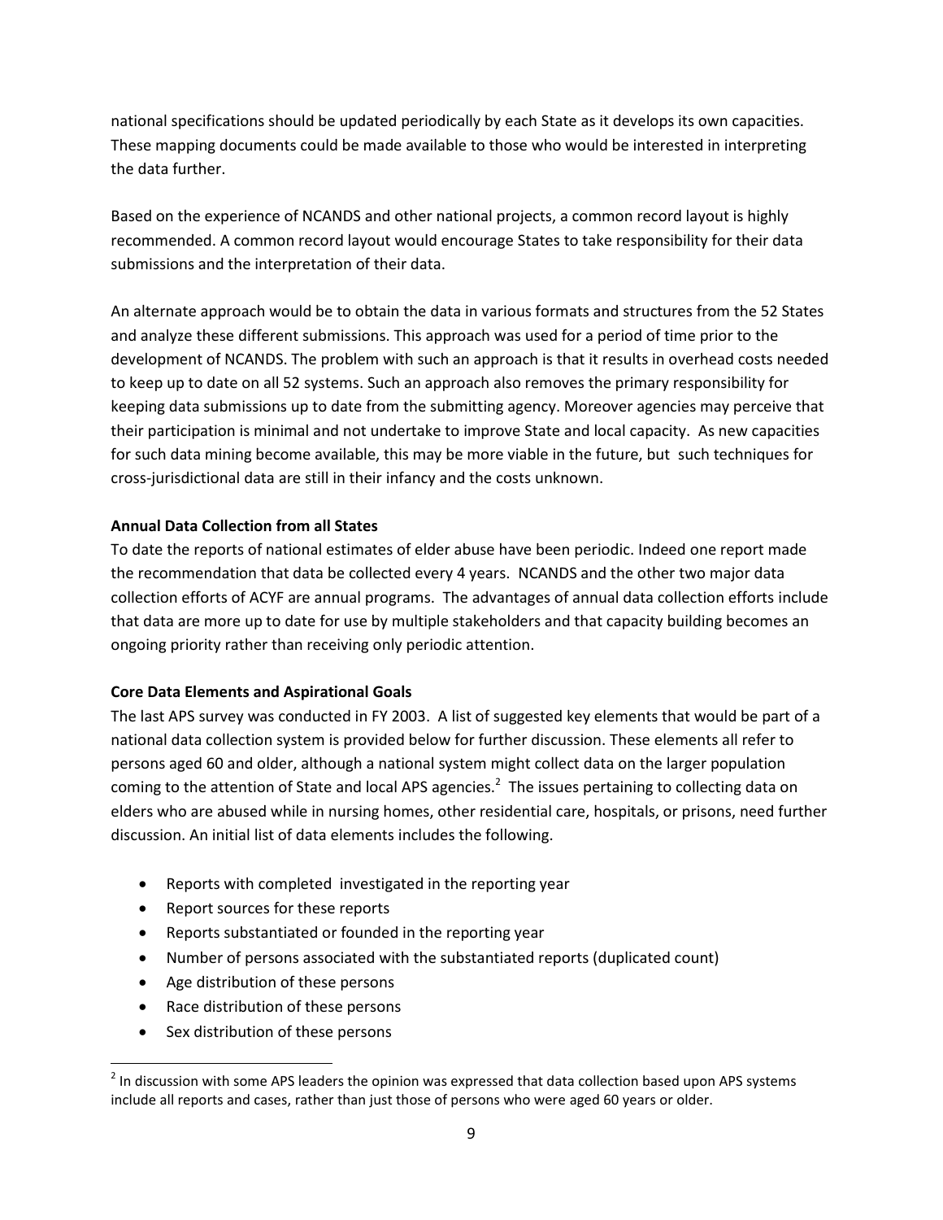national specifications should be updated periodically by each State as it develops its own capacities. These mapping documents could be made available to those who would be interested in interpreting the data further.

Based on the experience of NCANDS and other national projects, a common record layout is highly recommended. A common record layout would encourage States to take responsibility for their data submissions and the interpretation of their data.

An alternate approach would be to obtain the data in various formats and structures from the 52 States and analyze these different submissions. This approach was used for a period of time prior to the development of NCANDS. The problem with such an approach is that it results in overhead costs needed to keep up to date on all 52 systems. Such an approach also removes the primary responsibility for keeping data submissions up to date from the submitting agency. Moreover agencies may perceive that their participation is minimal and not undertake to improve State and local capacity. As new capacities for such data mining become available, this may be more viable in the future, but such techniques for cross-jurisdictional data are still in their infancy and the costs unknown.

**Annual Data Collection from all States**

To date the reports of national estimates of elder abuse have been periodic. Indeed one report made the recommendation that data be collected every 4 years. NCANDS and the other two major data collection efforts of ACYF are annual programs. The advantages of annual data collection efforts include that data are more up to date for use by multiple stakeholders and that capacity building becomes an ongoing priority rather than receiving only periodic attention.

**Core Data Elements and Aspirational Goals**

The last APS survey was conducted in FY 2003. A list of suggested key elements that would be part of a national data collection system is provided below for further discussion. These elements all refer to persons aged 60 and older, although a national system might collect data on the larger population coming to the attention of State and local APS agencies.[2] The issues pertaining to collecting data on elders who are abused while in nursing homes, other residential care, hospitals, or prisons, need further discussion. An initial list of data elements includes the following.

- Reports with completed investigated in the reporting year
- Report sources for these reports
- Reports substantiated or founded in the reporting year
- Number of persons associated with the substantiated reports (duplicated count)
- Age distribution of these persons
- Race distribution of these persons
- Sex distribution of these persons

[2] In discussion with some APS leaders the opinion was expressed that data collection based upon APS systems include all reports and cases, rather than just those of persons who were aged 60 years or older.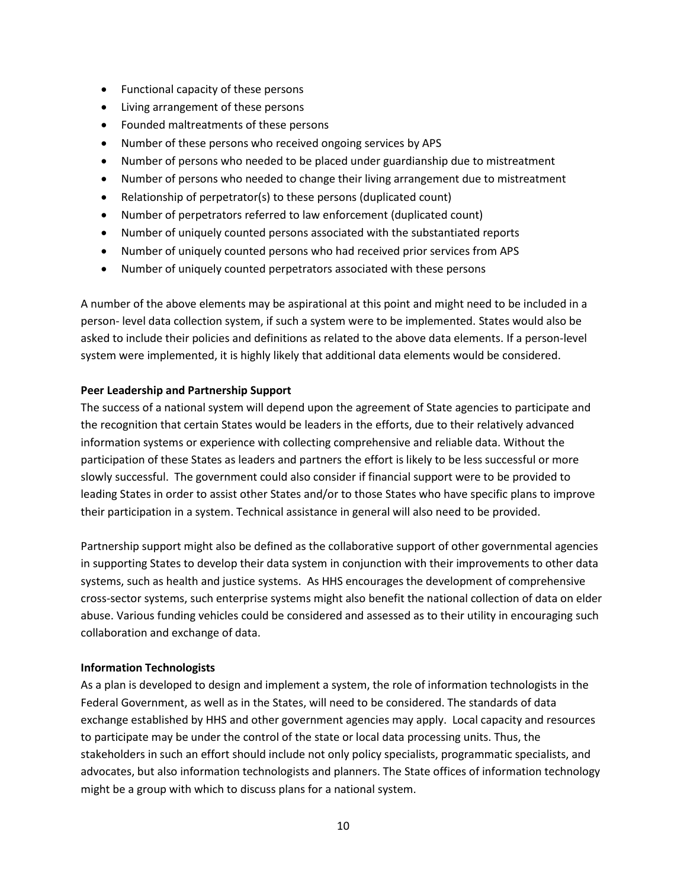- Functional capacity of these persons
- Living arrangement of these persons
- Founded maltreatments of these persons
- Number of these persons who received ongoing services by APS
- Number of persons who needed to be placed under guardianship due to mistreatment
- Number of persons who needed to change their living arrangement due to mistreatment
- Relationship of perpetrator(s) to these persons (duplicated count)
- Number of perpetrators referred to law enforcement (duplicated count)
- Number of uniquely counted persons associated with the substantiated reports
- Number of uniquely counted persons who had received prior services from APS
- Number of uniquely counted perpetrators associated with these persons

A number of the above elements may be aspirational at this point and might need to be included in a person- level data collection system, if such a system were to be implemented. States would also be asked to include their policies and definitions as related to the above data elements. If a person-level system were implemented, it is highly likely that additional data elements would be considered.

**Peer Leadership and Partnership Support**

The success of a national system will depend upon the agreement of State agencies to participate and the recognition that certain States would be leaders in the efforts, due to their relatively advanced information systems or experience with collecting comprehensive and reliable data. Without the participation of these States as leaders and partners the effort is likely to be less successful or more slowly successful. The government could also consider if financial support were to be provided to leading States in order to assist other States and/or to those States who have specific plans to improve their participation in a system. Technical assistance in general will also need to be provided.

Partnership support might also be defined as the collaborative support of other governmental agencies in supporting States to develop their data system in conjunction with their improvements to other data systems, such as health and justice systems. As HHS encourages the development of comprehensive cross-sector systems, such enterprise systems might also benefit the national collection of data on elder abuse. Various funding vehicles could be considered and assessed as to their utility in encouraging such collaboration and exchange of data.

**Information Technologists**

As a plan is developed to design and implement a system, the role of information technologists in the Federal Government, as well as in the States, will need to be considered. The standards of data exchange established by HHS and other government agencies may apply. Local capacity and resources to participate may be under the control of the state or local data processing units. Thus, the stakeholders in such an effort should include not only policy specialists, programmatic specialists, and advocates, but also information technologists and planners. The State offices of information technology might be a group with which to discuss plans for a national system.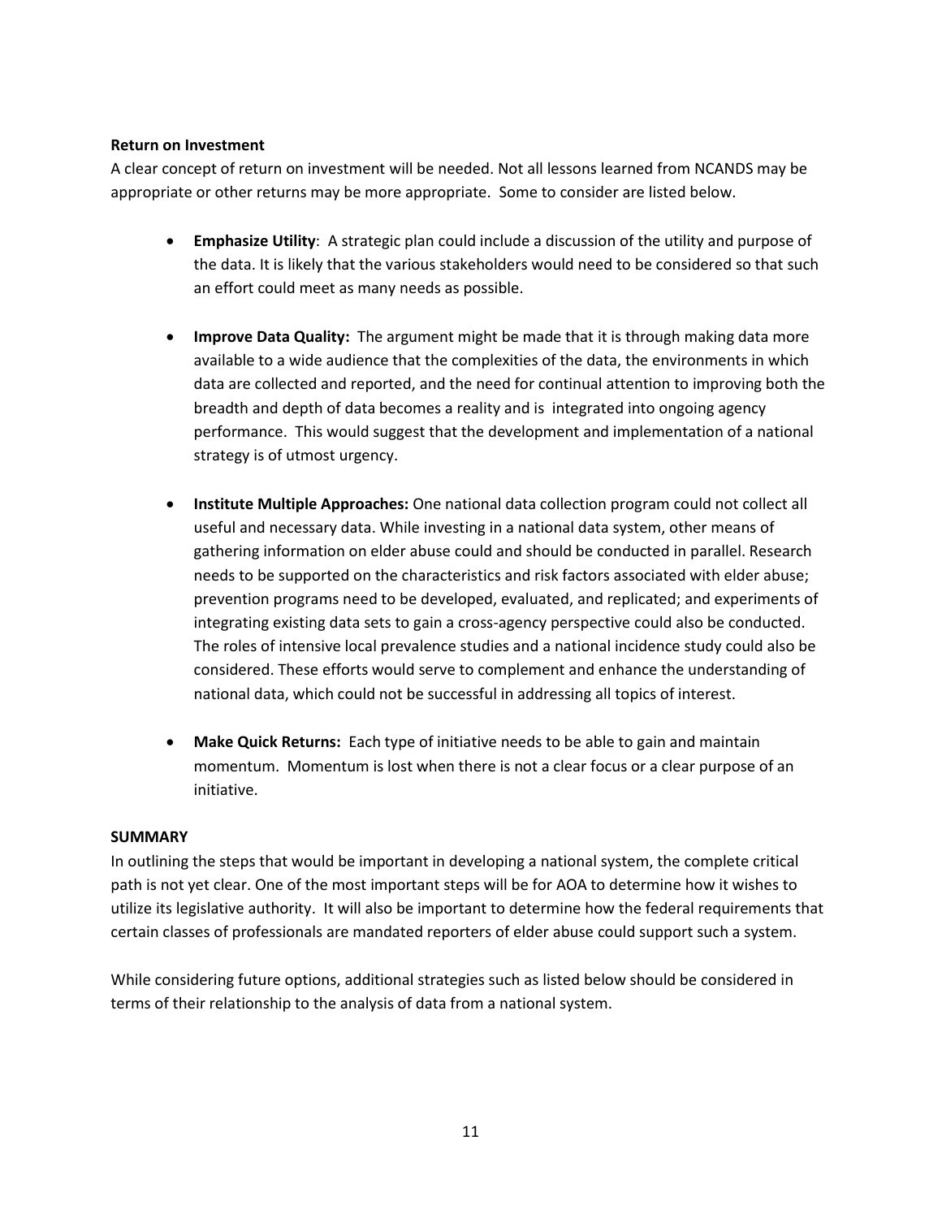**Return on Investment**

A clear concept of return on investment will be needed. Not all lessons learned from NCANDS may be appropriate or other returns may be more appropriate. Some to consider are listed below.

- **Emphasize Utility**: A strategic plan could include a discussion of the utility and purpose of the data. It is likely that the various stakeholders would need to be considered so that such an effort could meet as many needs as possible.

- **Improve Data Quality:** The argument might be made that it is through making data more available to a wide audience that the complexities of the data, the environments in which data are collected and reported, and the need for continual attention to improving both the breadth and depth of data becomes a reality and is integrated into ongoing agency performance. This would suggest that the development and implementation of a national strategy is of utmost urgency.

- **Institute Multiple Approaches:** One national data collection program could not collect all useful and necessary data. While investing in a national data system, other means of gathering information on elder abuse could and should be conducted in parallel. Research needs to be supported on the characteristics and risk factors associated with elder abuse; prevention programs need to be developed, evaluated, and replicated; and experiments of integrating existing data sets to gain a cross-agency perspective could also be conducted. The roles of intensive local prevalence studies and a national incidence study could also be considered. These efforts would serve to complement and enhance the understanding of national data, which could not be successful in addressing all topics of interest.

- **Make Quick Returns:** Each type of initiative needs to be able to gain and maintain momentum. Momentum is lost when there is not a clear focus or a clear purpose of an initiative.

**SUMMARY**

In outlining the steps that would be important in developing a national system, the complete critical path is not yet clear. One of the most important steps will be for AOA to determine how it wishes to utilize its legislative authority. It will also be important to determine how the federal requirements that certain classes of professionals are mandated reporters of elder abuse could support such a system.

While considering future options, additional strategies such as listed below should be considered in terms of their relationship to the analysis of data from a national system.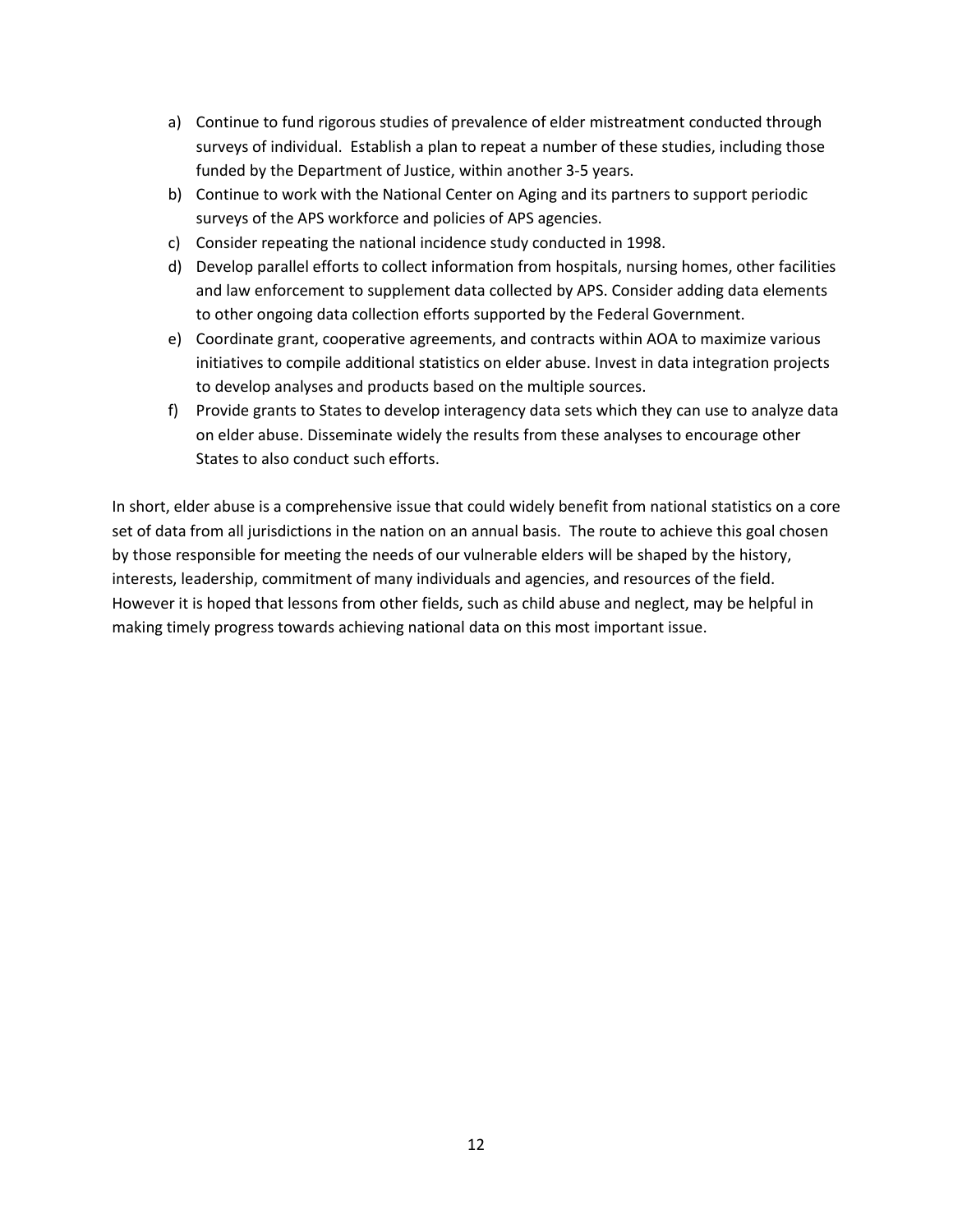a) Continue to fund rigorous studies of prevalence of elder mistreatment conducted through surveys of individual. Establish a plan to repeat a number of these studies, including those funded by the Department of Justice, within another 3-5 years.
b) Continue to work with the National Center on Aging and its partners to support periodic surveys of the APS workforce and policies of APS agencies.
c) Consider repeating the national incidence study conducted in 1998.
d) Develop parallel efforts to collect information from hospitals, nursing homes, other facilities and law enforcement to supplement data collected by APS. Consider adding data elements to other ongoing data collection efforts supported by the Federal Government.
e) Coordinate grant, cooperative agreements, and contracts within AOA to maximize various initiatives to compile additional statistics on elder abuse. Invest in data integration projects to develop analyses and products based on the multiple sources.
f) Provide grants to States to develop interagency data sets which they can use to analyze data on elder abuse. Disseminate widely the results from these analyses to encourage other States to also conduct such efforts.

In short, elder abuse is a comprehensive issue that could widely benefit from national statistics on a core set of data from all jurisdictions in the nation on an annual basis. The route to achieve this goal chosen by those responsible for meeting the needs of our vulnerable elders will be shaped by the history, interests, leadership, commitment of many individuals and agencies, and resources of the field. However it is hoped that lessons from other fields, such as child abuse and neglect, may be helpful in making timely progress towards achieving national data on this most important issue.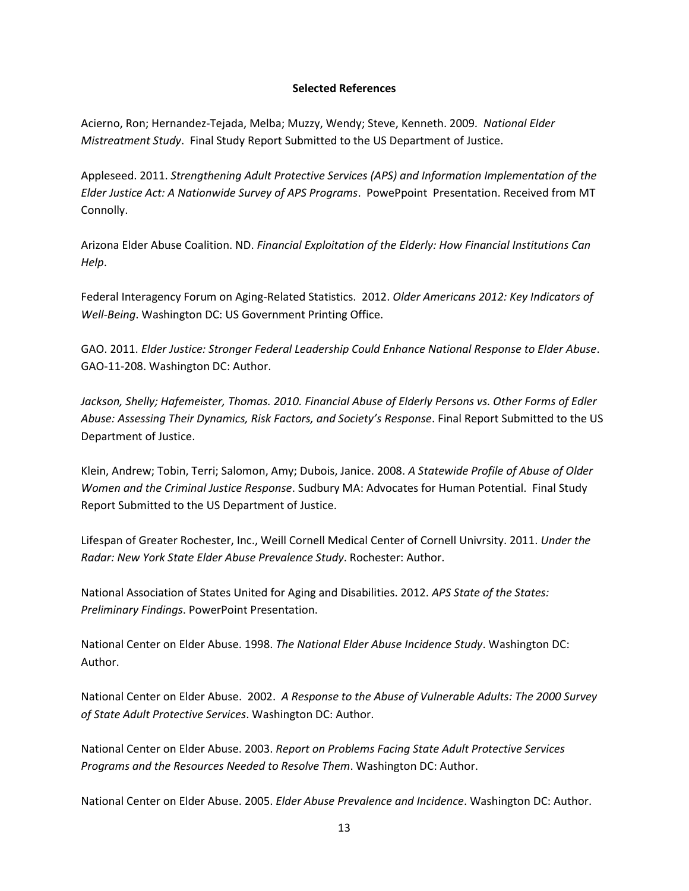**Selected References**

Acierno, Ron; Hernandez-Tejada, Melba; Muzzy, Wendy; Steve, Kenneth. 2009. *National Elder Mistreatment Study*. Final Study Report Submitted to the US Department of Justice.

Appleseed. 2011. *Strengthening Adult Protective Services (APS) and Information Implementation of the Elder Justice Act: A Nationwide Survey of APS Programs*. PowePpoint Presentation. Received from MT Connolly.

Arizona Elder Abuse Coalition. ND. *Financial Exploitation of the Elderly: How Financial Institutions Can Help*.

Federal Interagency Forum on Aging-Related Statistics. 2012. *Older Americans 2012: Key Indicators of Well-Being*. Washington DC: US Government Printing Office.

GAO. 2011. *Elder Justice: Stronger Federal Leadership Could Enhance National Response to Elder Abuse*. GAO-11-208. Washington DC: Author.

*Jackson, Shelly; Hafemeister, Thomas. 2010. Financial Abuse of Elderly Persons vs. Other Forms of Edler Abuse: Assessing Their Dynamics, Risk Factors, and Society's Response*. Final Report Submitted to the US Department of Justice.

Klein, Andrew; Tobin, Terri; Salomon, Amy; Dubois, Janice. 2008. *A Statewide Profile of Abuse of Older Women and the Criminal Justice Response*. Sudbury MA: Advocates for Human Potential. Final Study Report Submitted to the US Department of Justice.

Lifespan of Greater Rochester, Inc., Weill Cornell Medical Center of Cornell Univrsity. 2011. *Under the Radar: New York State Elder Abuse Prevalence Study*. Rochester: Author.

National Association of States United for Aging and Disabilities. 2012. *APS State of the States: Preliminary Findings*. PowerPoint Presentation.

National Center on Elder Abuse. 1998. *The National Elder Abuse Incidence Study*. Washington DC: Author.

National Center on Elder Abuse. 2002. *A Response to the Abuse of Vulnerable Adults: The 2000 Survey of State Adult Protective Services*. Washington DC: Author.

National Center on Elder Abuse. 2003. *Report on Problems Facing State Adult Protective Services Programs and the Resources Needed to Resolve Them*. Washington DC: Author.

National Center on Elder Abuse. 2005. *Elder Abuse Prevalence and Incidence*. Washington DC: Author.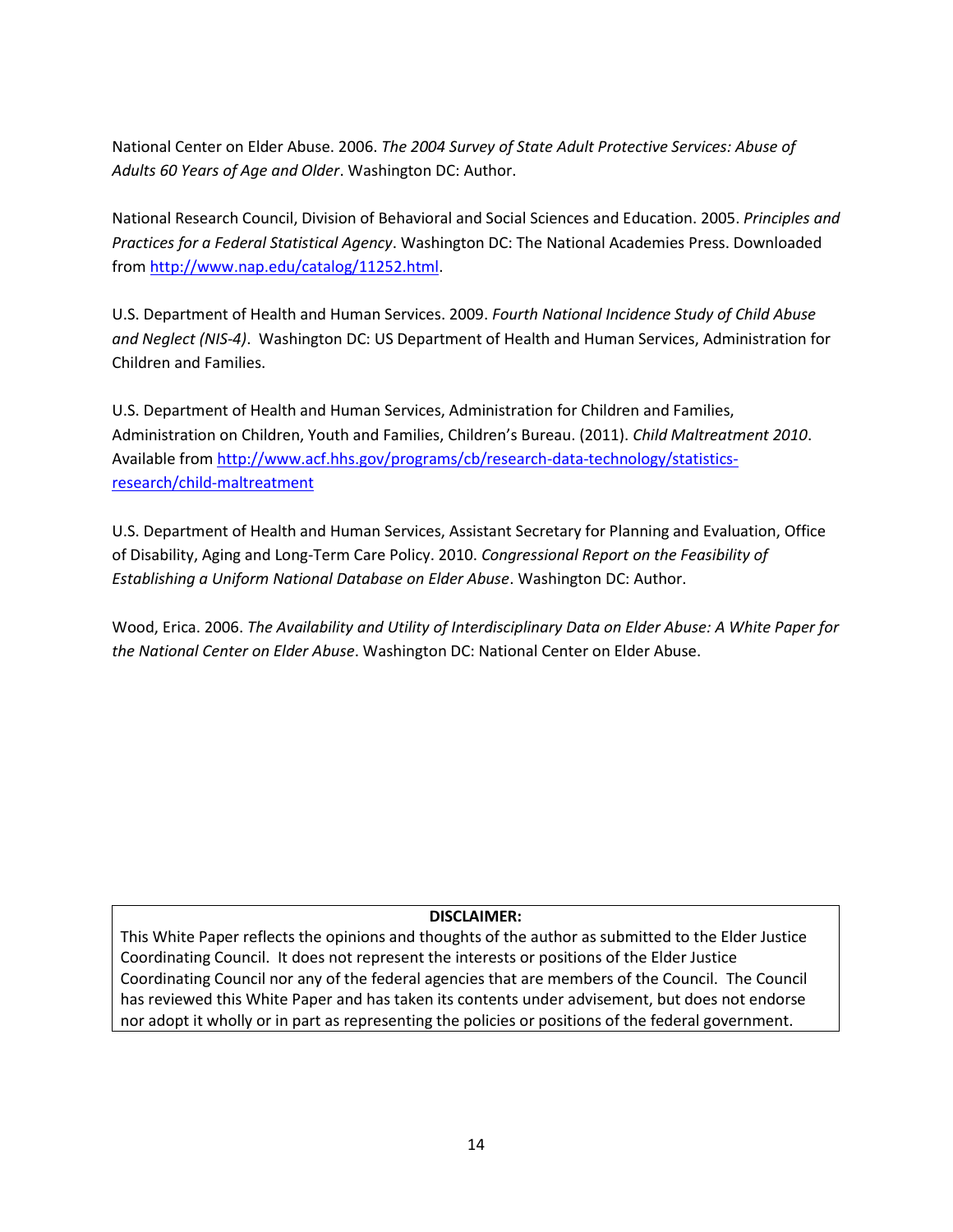National Center on Elder Abuse. 2006. *The 2004 Survey of State Adult Protective Services: Abuse of Adults 60 Years of Age and Older*. Washington DC: Author.

National Research Council, Division of Behavioral and Social Sciences and Education. 2005. *Principles and Practices for a Federal Statistical Agency*. Washington DC: The National Academies Press. Downloaded from http://www.nap.edu/catalog/11252.html.

U.S. Department of Health and Human Services. 2009. *Fourth National Incidence Study of Child Abuse and Neglect (NIS-4)*. Washington DC: US Department of Health and Human Services, Administration for Children and Families.

U.S. Department of Health and Human Services, Administration for Children and Families, Administration on Children, Youth and Families, Children's Bureau. (2011). *Child Maltreatment 2010*. Available from http://www.acf.hhs.gov/programs/cb/research-data-technology/statistics-research/child-maltreatment

U.S. Department of Health and Human Services, Assistant Secretary for Planning and Evaluation, Office of Disability, Aging and Long-Term Care Policy. 2010. *Congressional Report on the Feasibility of Establishing a Uniform National Database on Elder Abuse*. Washington DC: Author.

Wood, Erica. 2006. *The Availability and Utility of Interdisciplinary Data on Elder Abuse: A White Paper for the National Center on Elder Abuse*. Washington DC: National Center on Elder Abuse.

**DISCLAIMER:**

This White Paper reflects the opinions and thoughts of the author as submitted to the Elder Justice Coordinating Council. It does not represent the interests or positions of the Elder Justice Coordinating Council nor any of the federal agencies that are members of the Council. The Council has reviewed this White Paper and has taken its contents under advisement, but does not endorse nor adopt it wholly or in part as representing the policies or positions of the federal government.